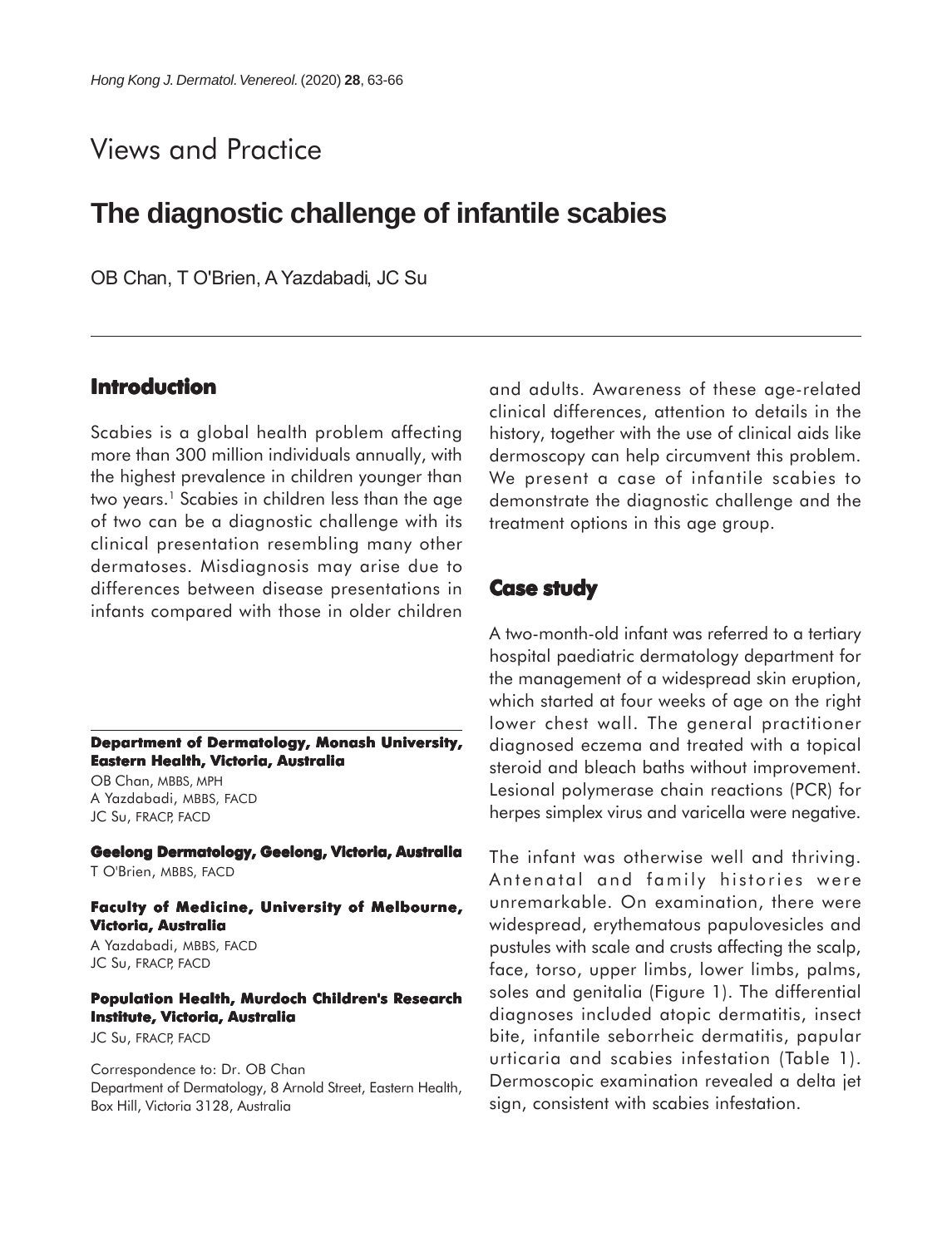Views and Practice

# The diagnostic challenge of infantile scabies

OB Chan, T O'Brien, A Yazdabadi, JC Su

## Introduction

Scabies is a global health problem affecting more than 300 million individuals annually, with the highest prevalence in children younger than two years.[1] Scabies in children less than the age of two can be a diagnostic challenge with its clinical presentation resembling many other dermatoses. Misdiagnosis may arise due to differences between disease presentations in infants compared with those in older children and adults. Awareness of these age-related clinical differences, attention to details in the history, together with the use of clinical aids like dermoscopy can help circumvent this problem. We present a case of infantile scabies to demonstrate the diagnostic challenge and the treatment options in this age group.

## Case study

A two-month-old infant was referred to a tertiary hospital paediatric dermatology department for the management of a widespread skin eruption, which started at four weeks of age on the right lower chest wall. The general practitioner diagnosed eczema and treated with a topical steroid and bleach baths without improvement. Lesional polymerase chain reactions (PCR) for herpes simplex virus and varicella were negative.

The infant was otherwise well and thriving. Antenatal and family histories were unremarkable. On examination, there were widespread, erythematous papulovesicles and pustules with scale and crusts affecting the scalp, face, torso, upper limbs, lower limbs, palms, soles and genitalia (Figure 1). The differential diagnoses included atopic dermatitis, insect bite, infantile seborrheic dermatitis, papular urticaria and scabies infestation (Table 1). Dermoscopic examination revealed a delta jet sign, consistent with scabies infestation.

---

**Department of Dermatology, Monash University, Eastern Health, Victoria, Australia**

OB Chan, MBBS, MPH
A Yazdabadi, MBBS, FACD
JC Su, FRACP, FACD

**Geelong Dermatology, Geelong, Victoria, Australia**

T O'Brien, MBBS, FACD

**Faculty of Medicine, University of Melbourne, Victoria, Australia**

A Yazdabadi, MBBS, FACD
JC Su, FRACP, FACD

**Population Health, Murdoch Children's Research Institute, Victoria, Australia**

JC Su, FRACP, FACD

Correspondence to: Dr. OB Chan
Department of Dermatology, 8 Arnold Street, Eastern Health, Box Hill, Victoria 3128, Australia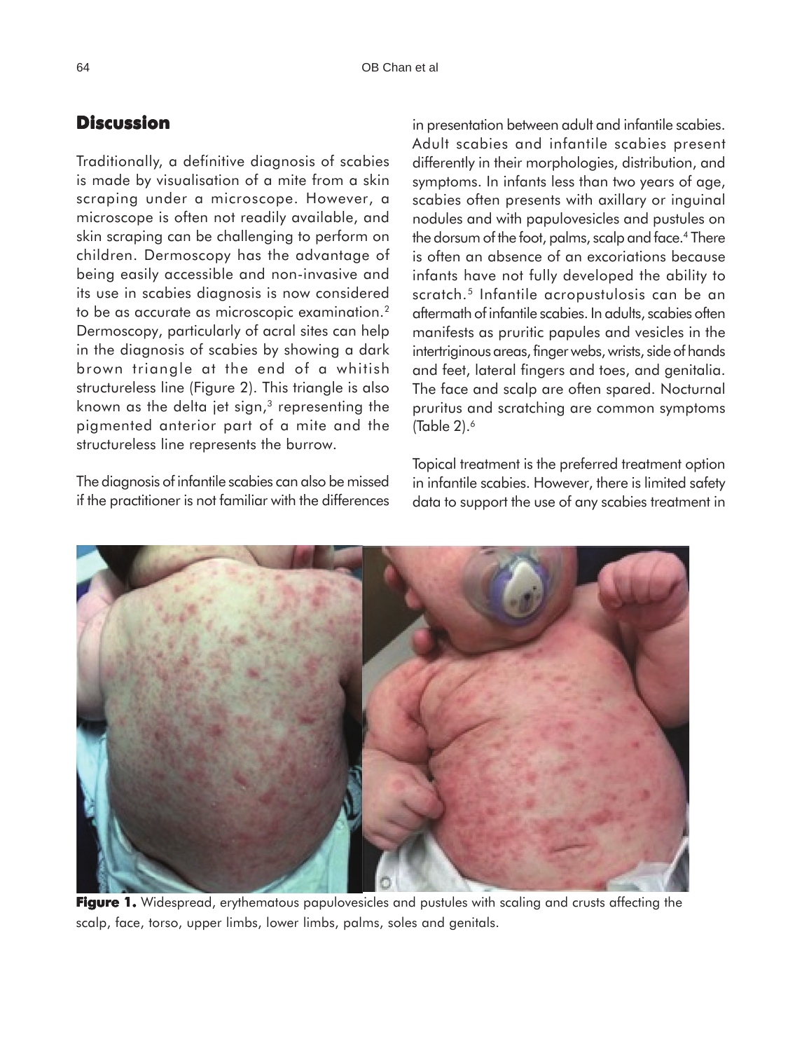## Discussion

Traditionally, a definitive diagnosis of scabies is made by visualisation of a mite from a skin scraping under a microscope. However, a microscope is often not readily available, and skin scraping can be challenging to perform on children. Dermoscopy has the advantage of being easily accessible and non-invasive and its use in scabies diagnosis is now considered to be as accurate as microscopic examination.[2] Dermoscopy, particularly of acral sites can help in the diagnosis of scabies by showing a dark brown triangle at the end of a whitish structureless line (Figure 2). This triangle is also known as the delta jet sign,[3] representing the pigmented anterior part of a mite and the structureless line represents the burrow.

The diagnosis of infantile scabies can also be missed if the practitioner is not familiar with the differences in presentation between adult and infantile scabies. Adult scabies and infantile scabies present differently in their morphologies, distribution, and symptoms. In infants less than two years of age, scabies often presents with axillary or inguinal nodules and with papulovesicles and pustules on the dorsum of the foot, palms, scalp and face.[4] There is often an absence of an excoriations because infants have not fully developed the ability to scratch.[5] Infantile acropustulosis can be an aftermath of infantile scabies. In adults, scabies often manifests as pruritic papules and vesicles in the intertriginous areas, finger webs, wrists, side of hands and feet, lateral fingers and toes, and genitalia. The face and scalp are often spared. Nocturnal pruritus and scratching are common symptoms (Table 2).[6]

Topical treatment is the preferred treatment option in infantile scabies. However, there is limited safety data to support the use of any scabies treatment in

**Figure 1.** Widespread, erythematous papulovesicles and pustules with scaling and crusts affecting the scalp, face, torso, upper limbs, lower limbs, palms, soles and genitals.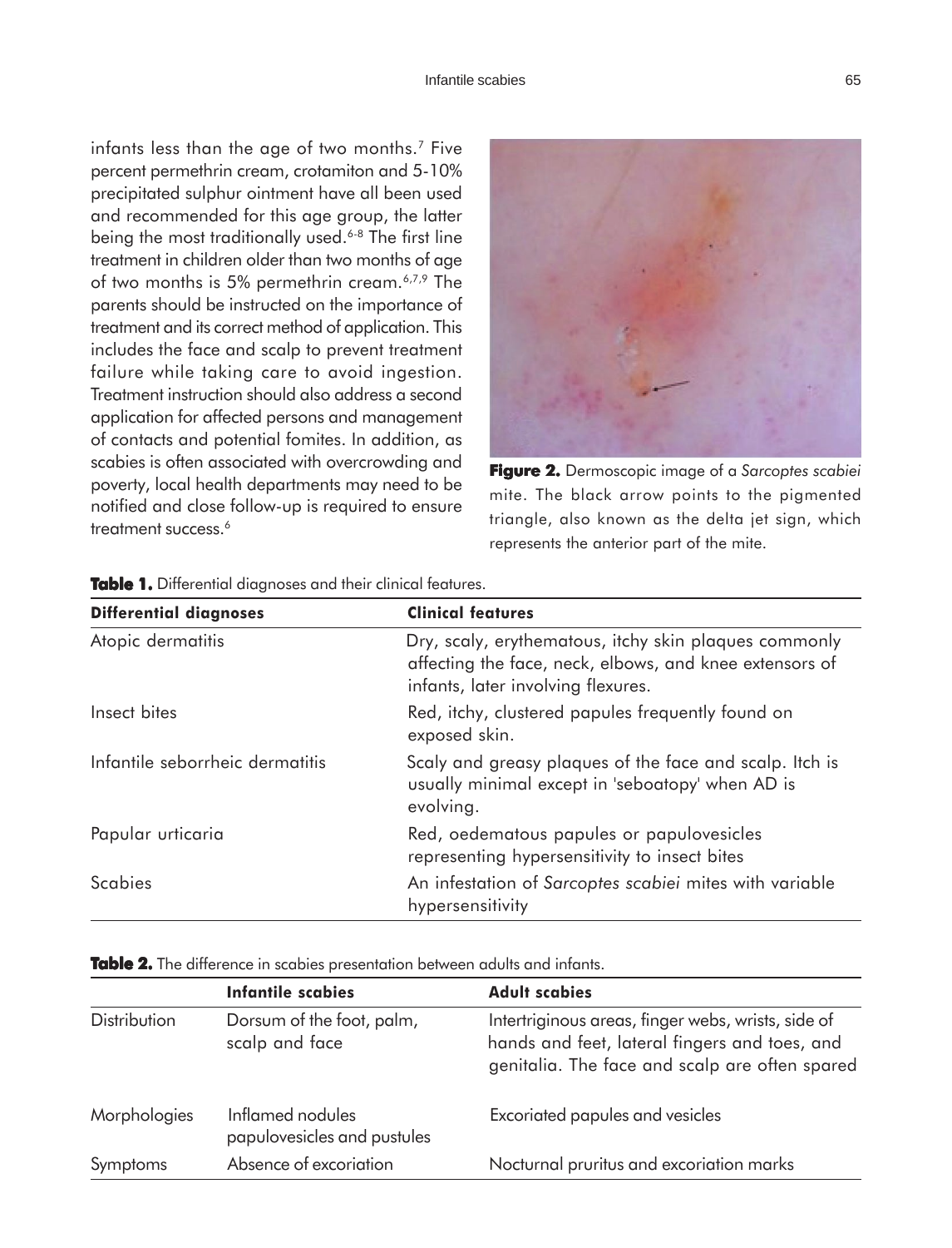infants less than the age of two months.[7] Five percent permethrin cream, crotamiton and 5-10% precipitated sulphur ointment have all been used and recommended for this age group, the latter being the most traditionally used.[6-8] The first line treatment in children older than two months of age of two months is 5% permethrin cream.[6,7,9] The parents should be instructed on the importance of treatment and its correct method of application. This includes the face and scalp to prevent treatment failure while taking care to avoid ingestion. Treatment instruction should also address a second application for affected persons and management of contacts and potential fomites. In addition, as scabies is often associated with overcrowding and poverty, local health departments may need to be notified and close follow-up is required to ensure treatment success.[6]

**Figure 2.** Dermoscopic image of a *Sarcoptes scabiei* mite. The black arrow points to the pigmented triangle, also known as the delta jet sign, which represents the anterior part of the mite.

**Table 1.** Differential diagnoses and their clinical features.

| Differential diagnoses | Clinical features |
|---|---|
| Atopic dermatitis | Dry, scaly, erythematous, itchy skin plaques commonly affecting the face, neck, elbows, and knee extensors of infants, later involving flexures. |
| Insect bites | Red, itchy, clustered papules frequently found on exposed skin. |
| Infantile seborrheic dermatitis | Scaly and greasy plaques of the face and scalp. Itch is usually minimal except in 'seboatopy' when AD is evolving. |
| Papular urticaria | Red, oedematous papules or papulovesicles representing hypersensitivity to insect bites |
| Scabies | An infestation of *Sarcoptes scabiei* mites with variable hypersensitivity |

**Table 2.** The difference in scabies presentation between adults and infants.

| | Infantile scabies | Adult scabies |
|---|---|---|
| Distribution | Dorsum of the foot, palm, scalp and face | Intertriginous areas, finger webs, wrists, side of hands and feet, lateral fingers and toes, and genitalia. The face and scalp are often spared |
| Morphologies | Inflamed nodules papulovesicles and pustules | Excoriated papules and vesicles |
| Symptoms | Absence of excoriation | Nocturnal pruritus and excoriation marks |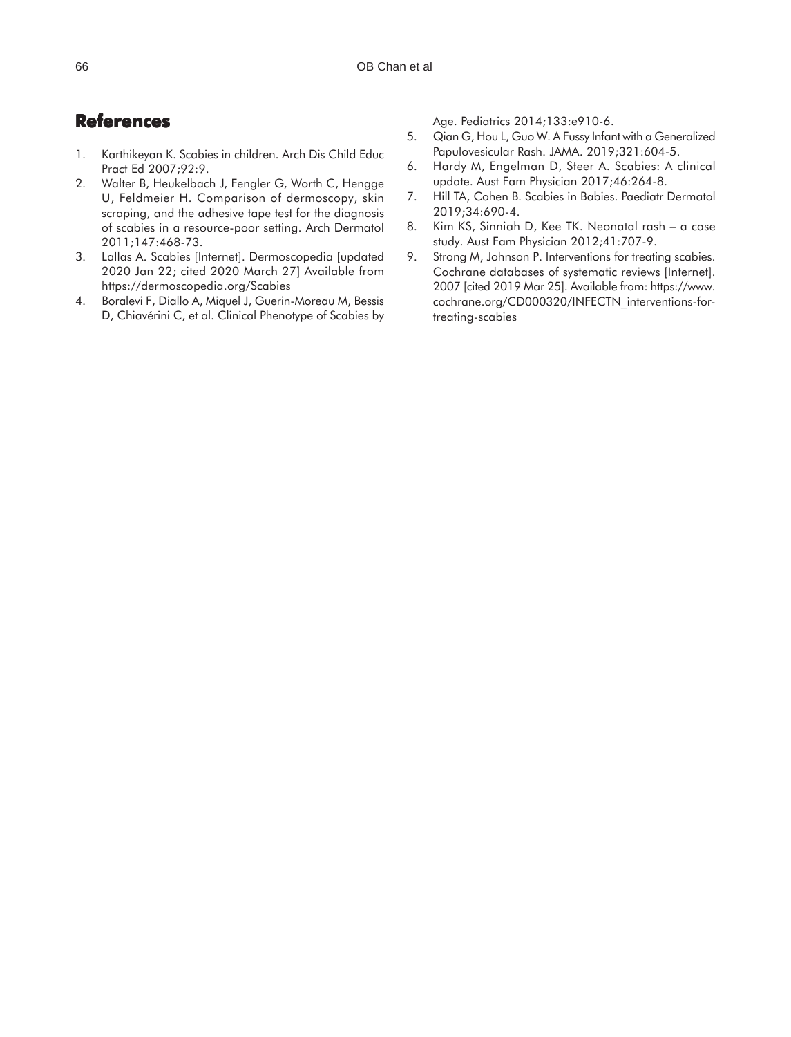## References

1. Karthikeyan K. Scabies in children. Arch Dis Child Educ Pract Ed 2007;92:9.
2. Walter B, Heukelbach J, Fengler G, Worth C, Hengge U, Feldmeier H. Comparison of dermoscopy, skin scraping, and the adhesive tape test for the diagnosis of scabies in a resource-poor setting. Arch Dermatol 2011;147:468-73.
3. Lallas A. Scabies [Internet]. Dermoscopedia [updated 2020 Jan 22; cited 2020 March 27] Available from https://dermoscopedia.org/Scabies
4. Boralevi F, Diallo A, Miquel J, Guerin-Moreau M, Bessis D, Chiavérini C, et al. Clinical Phenotype of Scabies by Age. Pediatrics 2014;133:e910-6.
5. Qian G, Hou L, Guo W. A Fussy Infant with a Generalized Papulovesicular Rash. JAMA. 2019;321:604-5.
6. Hardy M, Engelman D, Steer A. Scabies: A clinical update. Aust Fam Physician 2017;46:264-8.
7. Hill TA, Cohen B. Scabies in Babies. Paediatr Dermatol 2019;34:690-4.
8. Kim KS, Sinniah D, Kee TK. Neonatal rash – a case study. Aust Fam Physician 2012;41:707-9.
9. Strong M, Johnson P. Interventions for treating scabies. Cochrane databases of systematic reviews [Internet]. 2007 [cited 2019 Mar 25]. Available from: https://www.cochrane.org/CD000320/INFECTN_interventions-for-treating-scabies